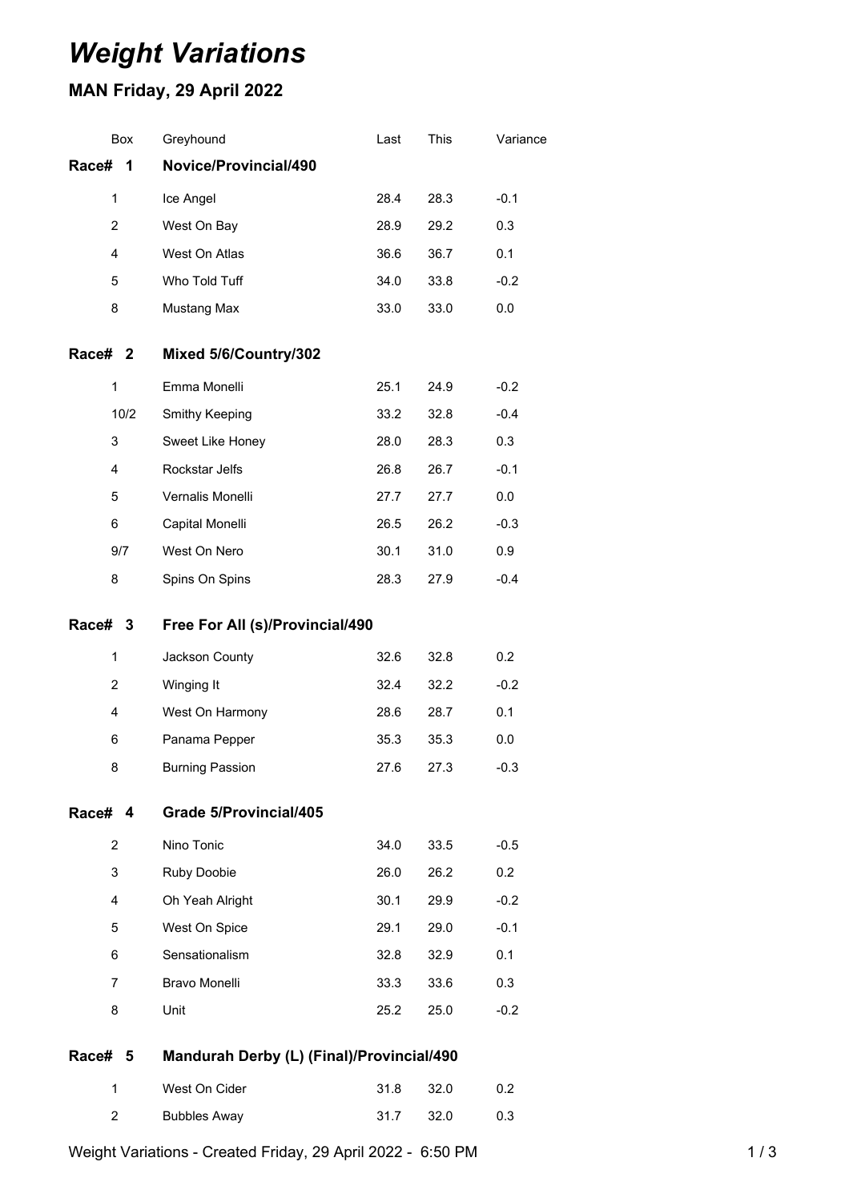# *Weight Variations*

## MAN Friday, 29 April 2022

| | Box | Greyhound | Last | This | Variance |
|---|---|---|---|---|---|
| **Race# 1** | | **Novice/Provincial/490** | | | |
| | 1 | Ice Angel | 28.4 | 28.3 | -0.1 |
| | 2 | West On Bay | 28.9 | 29.2 | 0.3 |
| | 4 | West On Atlas | 36.6 | 36.7 | 0.1 |
| | 5 | Who Told Tuff | 34.0 | 33.8 | -0.2 |
| | 8 | Mustang Max | 33.0 | 33.0 | 0.0 |
| **Race# 2** | | **Mixed 5/6/Country/302** | | | |
| | 1 | Emma Monelli | 25.1 | 24.9 | -0.2 |
| | 10/2 | Smithy Keeping | 33.2 | 32.8 | -0.4 |
| | 3 | Sweet Like Honey | 28.0 | 28.3 | 0.3 |
| | 4 | Rockstar Jelfs | 26.8 | 26.7 | -0.1 |
| | 5 | Vernalis Monelli | 27.7 | 27.7 | 0.0 |
| | 6 | Capital Monelli | 26.5 | 26.2 | -0.3 |
| | 9/7 | West On Nero | 30.1 | 31.0 | 0.9 |
| | 8 | Spins On Spins | 28.3 | 27.9 | -0.4 |
| **Race# 3** | | **Free For All (s)/Provincial/490** | | | |
| | 1 | Jackson County | 32.6 | 32.8 | 0.2 |
| | 2 | Winging It | 32.4 | 32.2 | -0.2 |
| | 4 | West On Harmony | 28.6 | 28.7 | 0.1 |
| | 6 | Panama Pepper | 35.3 | 35.3 | 0.0 |
| | 8 | Burning Passion | 27.6 | 27.3 | -0.3 |
| **Race# 4** | | **Grade 5/Provincial/405** | | | |
| | 2 | Nino Tonic | 34.0 | 33.5 | -0.5 |
| | 3 | Ruby Doobie | 26.0 | 26.2 | 0.2 |
| | 4 | Oh Yeah Alright | 30.1 | 29.9 | -0.2 |
| | 5 | West On Spice | 29.1 | 29.0 | -0.1 |
| | 6 | Sensationalism | 32.8 | 32.9 | 0.1 |
| | 7 | Bravo Monelli | 33.3 | 33.6 | 0.3 |
| | 8 | Unit | 25.2 | 25.0 | -0.2 |
| **Race# 5** | | **Mandurah Derby (L) (Final)/Provincial/490** | | | |
| | 1 | West On Cider | 31.8 | 32.0 | 0.2 |
| | 2 | Bubbles Away | 31.7 | 32.0 | 0.3 |

Weight Variations - Created Friday, 29 April 2022 - 6:50 PM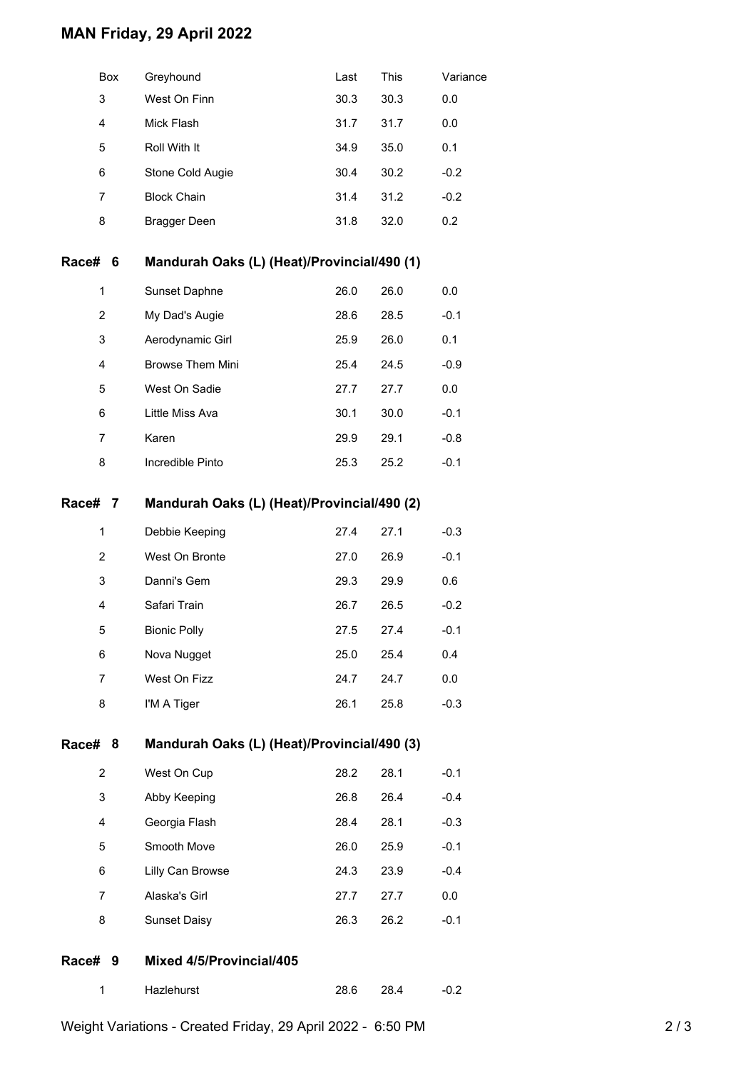# MAN Friday, 29 April 2022

| Box | Greyhound | Last | This | Variance |
|---|---|---|---|---|
| 3 | West On Finn | 30.3 | 30.3 | 0.0 |
| 4 | Mick Flash | 31.7 | 31.7 | 0.0 |
| 5 | Roll With It | 34.9 | 35.0 | 0.1 |
| 6 | Stone Cold Augie | 30.4 | 30.2 | -0.2 |
| 7 | Block Chain | 31.4 | 31.2 | -0.2 |
| 8 | Bragger Deen | 31.8 | 32.0 | 0.2 |

## Race# 6 Mandurah Oaks (L) (Heat)/Provincial/490 (1)

| Box | Greyhound | Last | This | Variance |
|---|---|---|---|---|
| 1 | Sunset Daphne | 26.0 | 26.0 | 0.0 |
| 2 | My Dad's Augie | 28.6 | 28.5 | -0.1 |
| 3 | Aerodynamic Girl | 25.9 | 26.0 | 0.1 |
| 4 | Browse Them Mini | 25.4 | 24.5 | -0.9 |
| 5 | West On Sadie | 27.7 | 27.7 | 0.0 |
| 6 | Little Miss Ava | 30.1 | 30.0 | -0.1 |
| 7 | Karen | 29.9 | 29.1 | -0.8 |
| 8 | Incredible Pinto | 25.3 | 25.2 | -0.1 |

## Race# 7 Mandurah Oaks (L) (Heat)/Provincial/490 (2)

| Box | Greyhound | Last | This | Variance |
|---|---|---|---|---|
| 1 | Debbie Keeping | 27.4 | 27.1 | -0.3 |
| 2 | West On Bronte | 27.0 | 26.9 | -0.1 |
| 3 | Danni's Gem | 29.3 | 29.9 | 0.6 |
| 4 | Safari Train | 26.7 | 26.5 | -0.2 |
| 5 | Bionic Polly | 27.5 | 27.4 | -0.1 |
| 6 | Nova Nugget | 25.0 | 25.4 | 0.4 |
| 7 | West On Fizz | 24.7 | 24.7 | 0.0 |
| 8 | I'M A Tiger | 26.1 | 25.8 | -0.3 |

## Race# 8 Mandurah Oaks (L) (Heat)/Provincial/490 (3)

| Box | Greyhound | Last | This | Variance |
|---|---|---|---|---|
| 2 | West On Cup | 28.2 | 28.1 | -0.1 |
| 3 | Abby Keeping | 26.8 | 26.4 | -0.4 |
| 4 | Georgia Flash | 28.4 | 28.1 | -0.3 |
| 5 | Smooth Move | 26.0 | 25.9 | -0.1 |
| 6 | Lilly Can Browse | 24.3 | 23.9 | -0.4 |
| 7 | Alaska's Girl | 27.7 | 27.7 | 0.0 |
| 8 | Sunset Daisy | 26.3 | 26.2 | -0.1 |

## Race# 9 Mixed 4/5/Provincial/405

| Box | Greyhound | Last | This | Variance |
|---|---|---|---|---|
| 1 | Hazlehurst | 28.6 | 28.4 | -0.2 |

Weight Variations - Created Friday, 29 April 2022 - 6:50 PM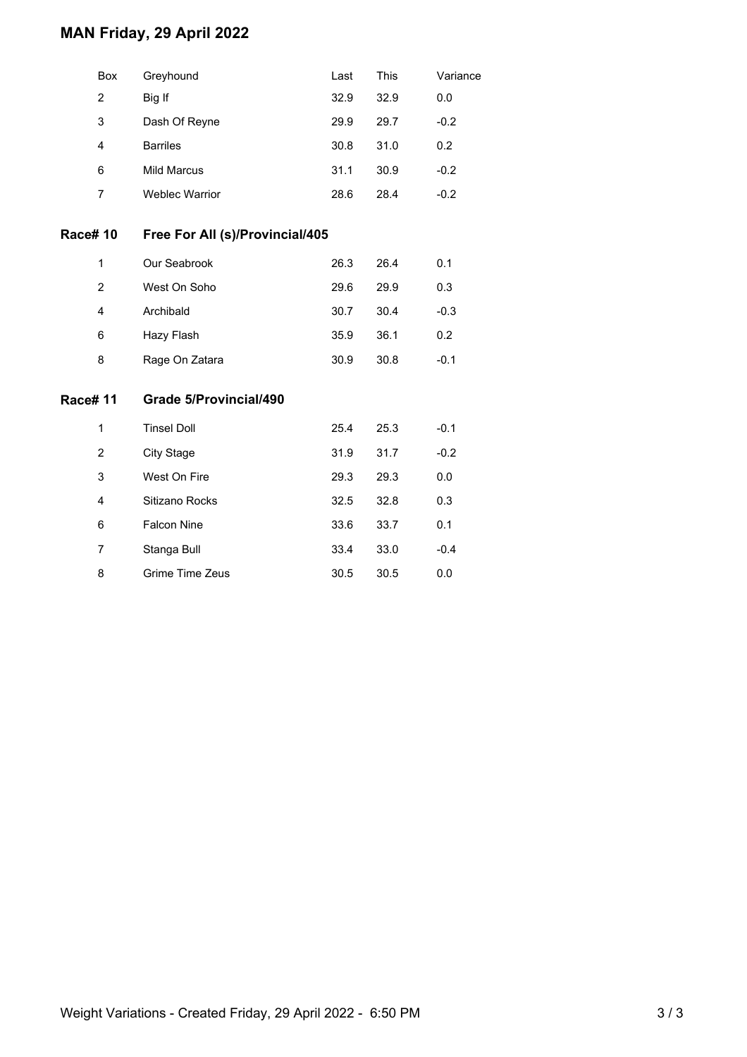# MAN Friday, 29 April 2022

| Box | Greyhound | Last | This | Variance |
|---|---|---|---|---|
| 2 | Big If | 32.9 | 32.9 | 0.0 |
| 3 | Dash Of Reyne | 29.9 | 29.7 | -0.2 |
| 4 | Barriles | 30.8 | 31.0 | 0.2 |
| 6 | Mild Marcus | 31.1 | 30.9 | -0.2 |
| 7 | Weblec Warrior | 28.6 | 28.4 | -0.2 |

## Race# 10 Free For All (s)/Provincial/405

| | | | | |
|---|---|---|---|---|
| 1 | Our Seabrook | 26.3 | 26.4 | 0.1 |
| 2 | West On Soho | 29.6 | 29.9 | 0.3 |
| 4 | Archibald | 30.7 | 30.4 | -0.3 |
| 6 | Hazy Flash | 35.9 | 36.1 | 0.2 |
| 8 | Rage On Zatara | 30.9 | 30.8 | -0.1 |

## Race# 11 Grade 5/Provincial/490

| | | | | |
|---|---|---|---|---|
| 1 | Tinsel Doll | 25.4 | 25.3 | -0.1 |
| 2 | City Stage | 31.9 | 31.7 | -0.2 |
| 3 | West On Fire | 29.3 | 29.3 | 0.0 |
| 4 | Sitizano Rocks | 32.5 | 32.8 | 0.3 |
| 6 | Falcon Nine | 33.6 | 33.7 | 0.1 |
| 7 | Stanga Bull | 33.4 | 33.0 | -0.4 |
| 8 | Grime Time Zeus | 30.5 | 30.5 | 0.0 |

Weight Variations - Created Friday, 29 April 2022 - 6:50 PM